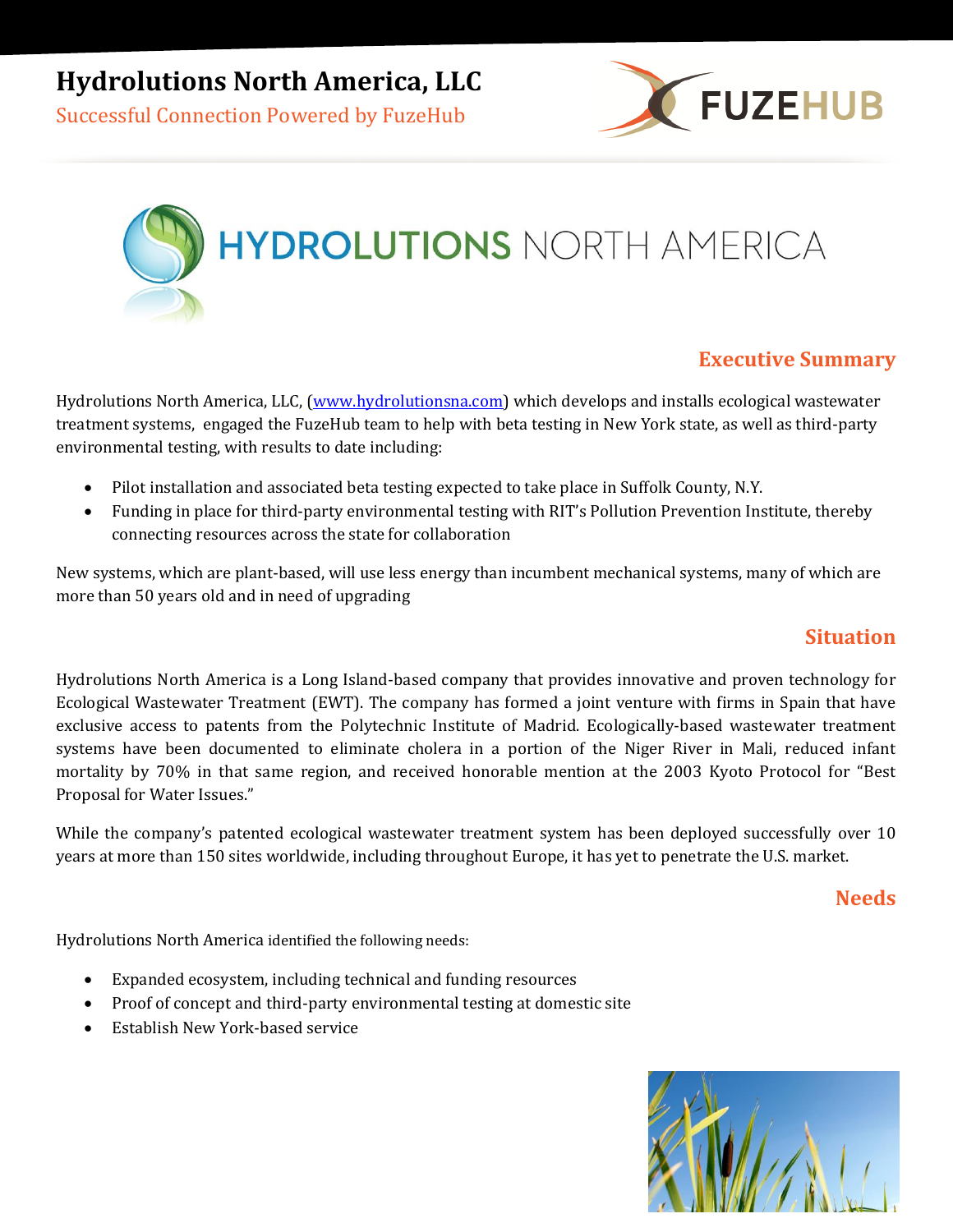# Hydrolutions North America, LLC

Successful Connection Powered by FuzeHub

## Executive Summary

Hydrolutions North America, LLC, (www.hydrolutionsna.com) which develops and installs ecological wastewater treatment systems, engaged the FuzeHub team to help with beta testing in New York state, as well as third-party environmental testing, with results to date including:

- Pilot installation and associated beta testing expected to take place in Suffolk County, N.Y.
- Funding in place for third-party environmental testing with RIT's Pollution Prevention Institute, thereby connecting resources across the state for collaboration

New systems, which are plant-based, will use less energy than incumbent mechanical systems, many of which are more than 50 years old and in need of upgrading

## Situation

Hydrolutions North America is a Long Island-based company that provides innovative and proven technology for Ecological Wastewater Treatment (EWT). The company has formed a joint venture with firms in Spain that have exclusive access to patents from the Polytechnic Institute of Madrid. Ecologically-based wastewater treatment systems have been documented to eliminate cholera in a portion of the Niger River in Mali, reduced infant mortality by 70% in that same region, and received honorable mention at the 2003 Kyoto Protocol for "Best Proposal for Water Issues."

While the company's patented ecological wastewater treatment system has been deployed successfully over 10 years at more than 150 sites worldwide, including throughout Europe, it has yet to penetrate the U.S. market.

## Needs

Hydrolutions North America identified the following needs:

- Expanded ecosystem, including technical and funding resources
- Proof of concept and third-party environmental testing at domestic site
- Establish New York-based service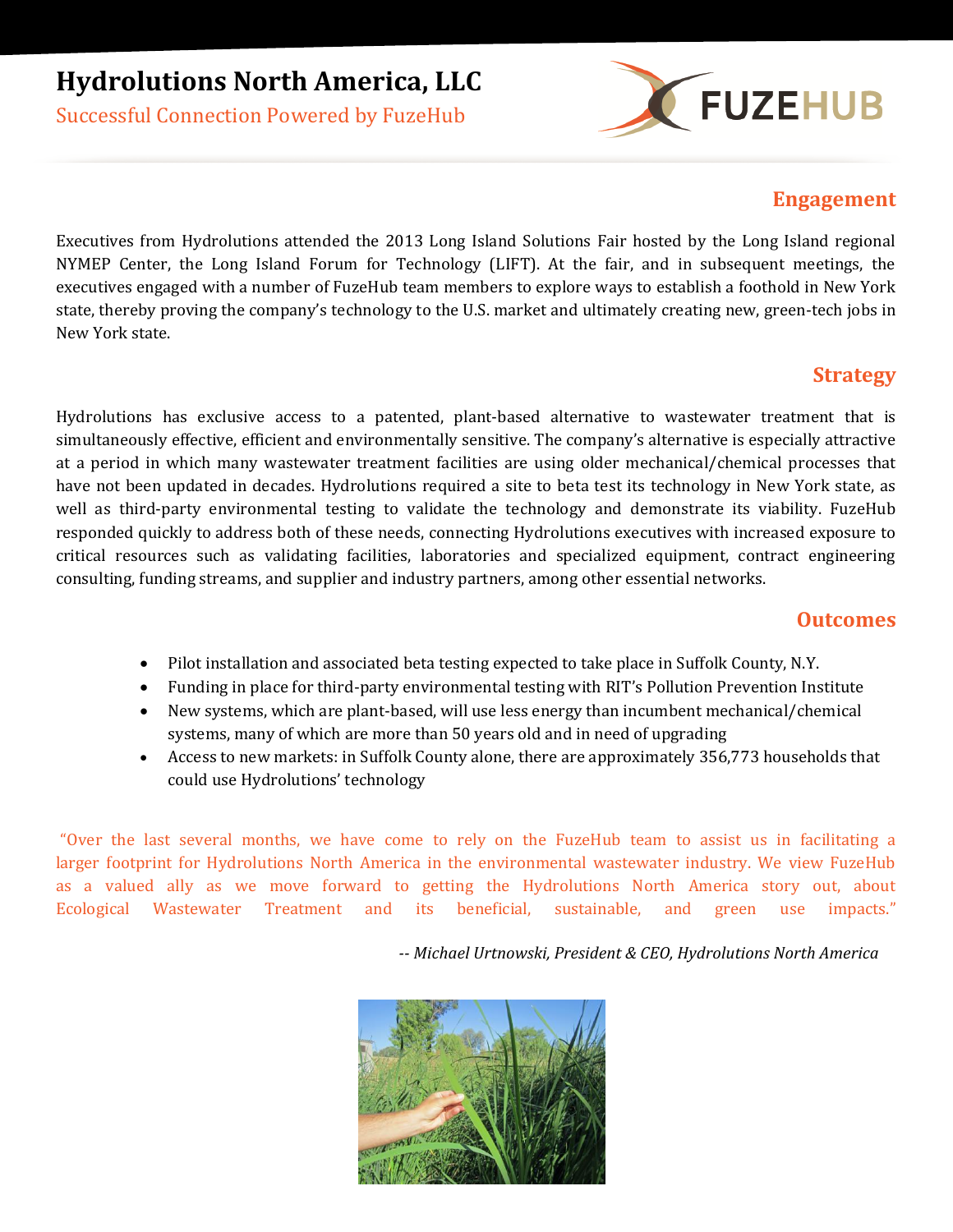# Hydrolutions North America, LLC

Successful Connection Powered by FuzeHub

## Engagement

Executives from Hydrolutions attended the 2013 Long Island Solutions Fair hosted by the Long Island regional NYMEP Center, the Long Island Forum for Technology (LIFT). At the fair, and in subsequent meetings, the executives engaged with a number of FuzeHub team members to explore ways to establish a foothold in New York state, thereby proving the company's technology to the U.S. market and ultimately creating new, green-tech jobs in New York state.

## Strategy

Hydrolutions has exclusive access to a patented, plant-based alternative to wastewater treatment that is simultaneously effective, efficient and environmentally sensitive. The company's alternative is especially attractive at a period in which many wastewater treatment facilities are using older mechanical/chemical processes that have not been updated in decades. Hydrolutions required a site to beta test its technology in New York state, as well as third-party environmental testing to validate the technology and demonstrate its viability. FuzeHub responded quickly to address both of these needs, connecting Hydrolutions executives with increased exposure to critical resources such as validating facilities, laboratories and specialized equipment, contract engineering consulting, funding streams, and supplier and industry partners, among other essential networks.

## Outcomes

- Pilot installation and associated beta testing expected to take place in Suffolk County, N.Y.
- Funding in place for third-party environmental testing with RIT's Pollution Prevention Institute
- New systems, which are plant-based, will use less energy than incumbent mechanical/chemical systems, many of which are more than 50 years old and in need of upgrading
- Access to new markets: in Suffolk County alone, there are approximately 356,773 households that could use Hydrolutions' technology

"Over the last several months, we have come to rely on the FuzeHub team to assist us in facilitating a larger footprint for Hydrolutions North America in the environmental wastewater industry. We view FuzeHub as a valued ally as we move forward to getting the Hydrolutions North America story out, about Ecological Wastewater Treatment and its beneficial, sustainable, and green use impacts."

*-- Michael Urtnowski, President & CEO, Hydrolutions North America*